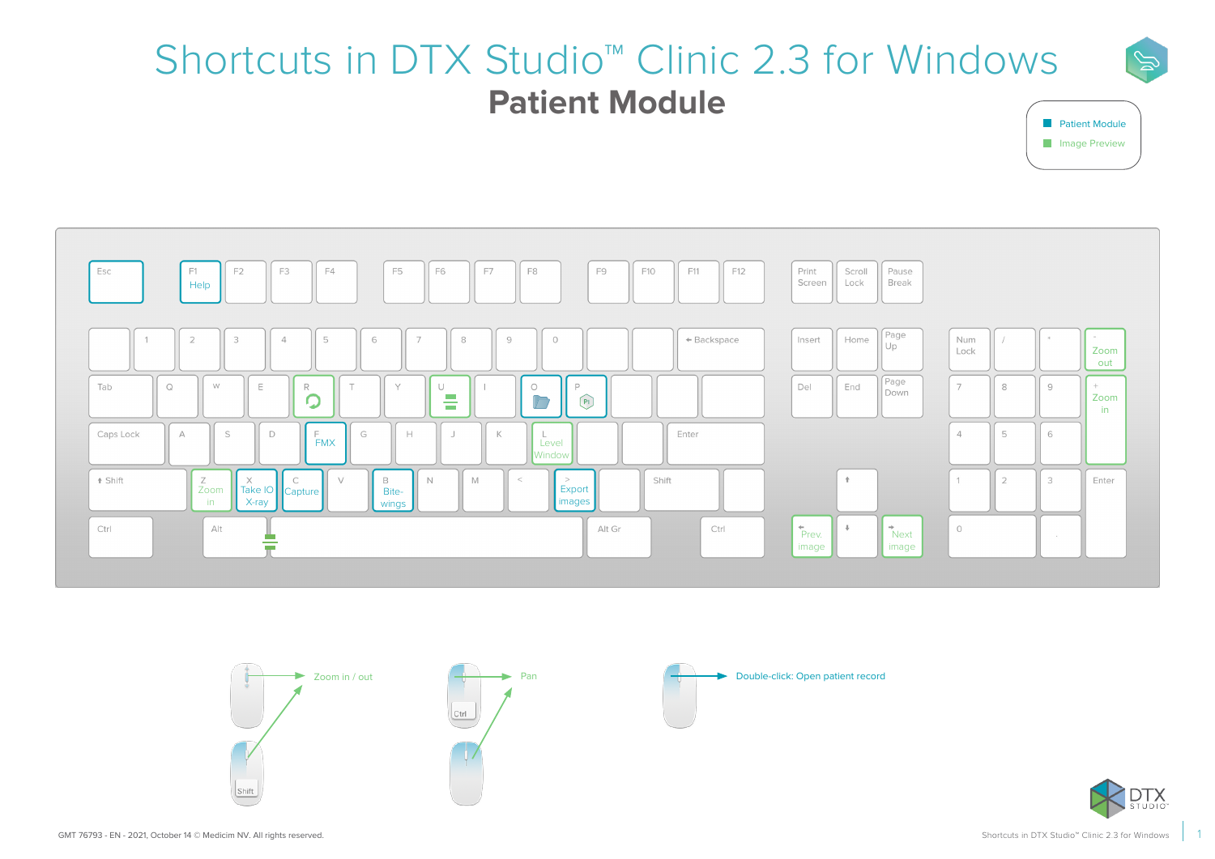# Shortcuts in DTX Studio™ Clinic 2.3 for Windows

## Patient Module

- Patient Module
- Image Preview

| Key | Shortcut |
|---|---|
| F1 | Help |
| R | (Rotate) |
| U | (Align) |
| O | (Open folder) |
| P | (Pi) |
| F | FMX |
| L | Level Window |
| Z | Zoom in |
| X | Take IO X-ray |
| C | Capture |
| B | Bite-wings |
| > | Export images |
| - (Num) | Zoom out |
| + (Num) | Zoom in |
| ← | Prev. image |
| → | Next image |

Zoom in / out

Shift

Pan

Ctrl

Double-click: Open patient record

GMT 76793 - EN - 2021, October 14 © Medicim NV. All rights reserved.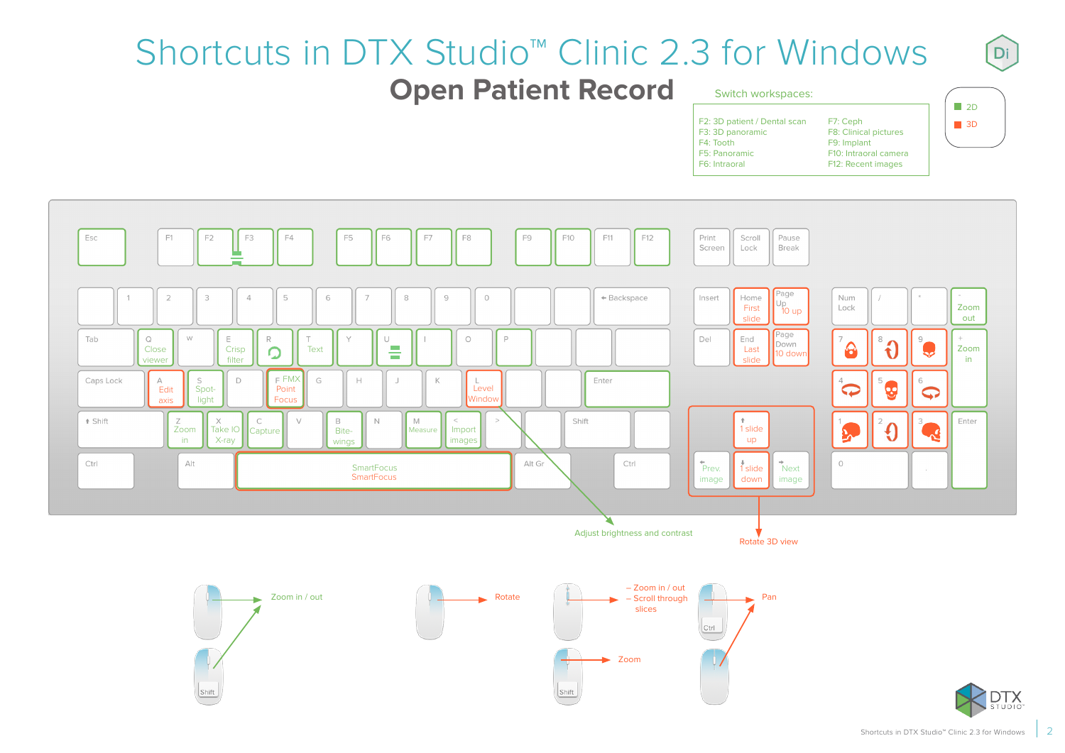# Shortcuts in DTX Studio™ Clinic 2.3 for Windows

## Open Patient Record

Switch workspaces:

| | |
|---|---|
| F2: 3D patient / Dental scan | F7: Ceph |
| F3: 3D panoramic | F8: Clinical pictures |
| F4: Tooth | F9: Implant |
| F5: Panoramic | F10: Intraoral camera |
| F6: Intraoral | F12: Recent images |

- 2D
- 3D

### Keyboard shortcuts

| Key | Function |
|---|---|
| Q | Close viewer |
| E | Crisp filter |
| R | (Reset) |
| T | Text |
| A | Edit axis |
| S | Spotlight |
| F | FMX Point Focus |
| L | Level Window – Adjust brightness and contrast |
| Z | Zoom in |
| X | Take IO X-ray |
| C | Capture |
| B | Bitewings |
| M | Measure |
| < | Import images |
| Space | SmartFocus |
| Home | First slide |
| End | Last slide |
| Page Up | 10 up |
| Page Down | 10 down |
| ↑ | 1 slide up |
| ↓ | 1 slide down |
| ← | Prev. image |
| → | Next image |
| - (Num) | Zoom out |
| + (Num) | Zoom in |

Arrow keys: Rotate 3D view

### Mouse shortcuts

- Scroll wheel: Zoom in / out
- Shift + scroll wheel: Zoom in / out
- Left mouse button: Rotate
- Scroll wheel: – Zoom in / out – Scroll through slices
- Shift + scroll wheel: Zoom
- Ctrl + left mouse button: Pan
- Right mouse button: Pan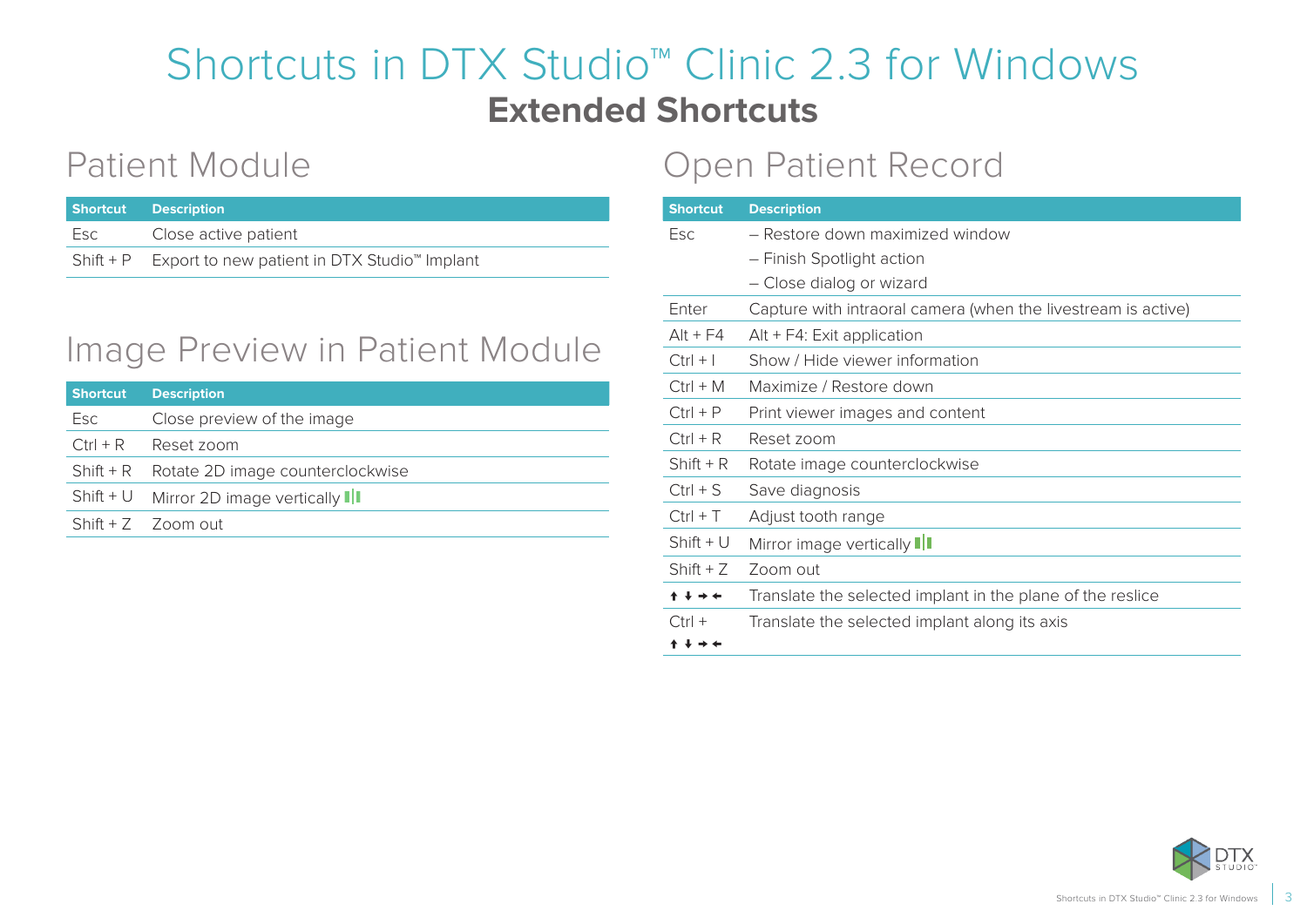# Shortcuts in DTX Studio™ Clinic 2.3 for Windows

## Extended Shortcuts

## Patient Module

| Shortcut | Description |
|---|---|
| Esc | Close active patient |
| Shift + P | Export to new patient in DTX Studio™ Implant |

## Image Preview in Patient Module

| Shortcut | Description |
|---|---|
| Esc | Close preview of the image |
| Ctrl + R | Reset zoom |
| Shift + R | Rotate 2D image counterclockwise |
| Shift + U | Mirror 2D image vertically |
| Shift + Z | Zoom out |

## Open Patient Record

| Shortcut | Description |
|---|---|
| Esc | – Restore down maximized window<br>– Finish Spotlight action<br>– Close dialog or wizard |
| Enter | Capture with intraoral camera (when the livestream is active) |
| Alt + F4 | Alt + F4: Exit application |
| Ctrl + I | Show / Hide viewer information |
| Ctrl + M | Maximize / Restore down |
| Ctrl + P | Print viewer images and content |
| Ctrl + R | Reset zoom |
| Shift + R | Rotate image counterclockwise |
| Ctrl + S | Save diagnosis |
| Ctrl + T | Adjust tooth range |
| Shift + U | Mirror image vertically |
| Shift + Z | Zoom out |
| ↑ ↓ → ← | Translate the selected implant in the plane of the reslice |
| Ctrl + ↑ ↓ → ← | Translate the selected implant along its axis |